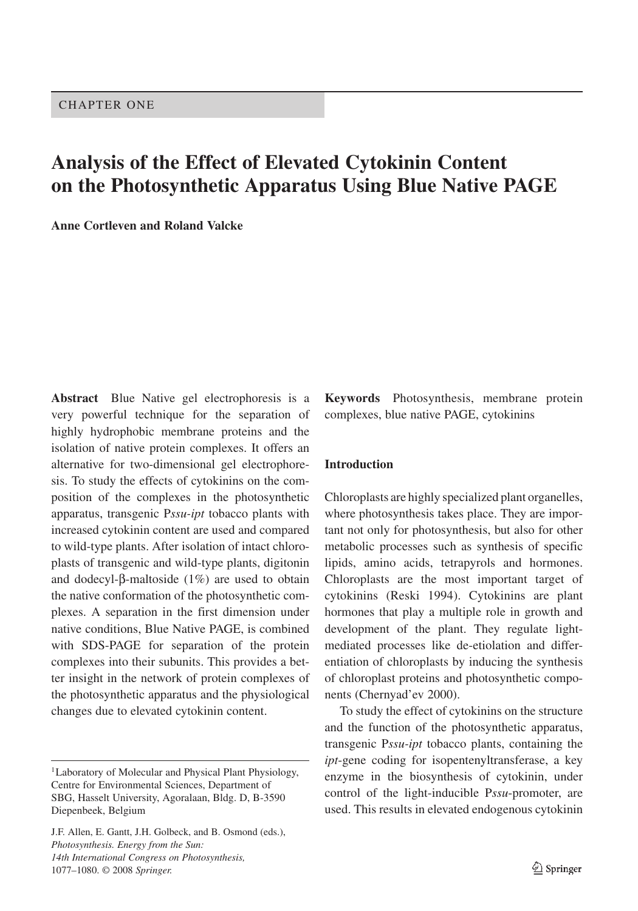CHAPTER ONE

# Analysis of the Effect of Elevated Cytokinin Content on the Photosynthetic Apparatus Using Blue Native PAGE

**Anne Cortleven and Roland Valcke**

**Abstract** Blue Native gel electrophoresis is a very powerful technique for the separation of highly hydrophobic membrane proteins and the isolation of native protein complexes. It offers an alternative for two-dimensional gel electrophoresis. To study the effects of cytokinins on the composition of the complexes in the photosynthetic apparatus, transgenic P*ssu-ipt* tobacco plants with increased cytokinin content are used and compared to wild-type plants. After isolation of intact chloroplasts of transgenic and wild-type plants, digitonin and dodecyl-β-maltoside (1%) are used to obtain the native conformation of the photosynthetic complexes. A separation in the first dimension under native conditions, Blue Native PAGE, is combined with SDS-PAGE for separation of the protein complexes into their subunits. This provides a better insight in the network of protein complexes of the photosynthetic apparatus and the physiological changes due to elevated cytokinin content.

[1]Laboratory of Molecular and Physical Plant Physiology, Centre for Environmental Sciences, Department of SBG, Hasselt University, Agoralaan, Bldg. D, B-3590 Diepenbeek, Belgium

J.F. Allen, E. Gantt, J.H. Golbeck, and B. Osmond (eds.), *Photosynthesis. Energy from the Sun: 14th International Congress on Photosynthesis,* 1077–1080. © 2008 *Springer.*

**Keywords** Photosynthesis, membrane protein complexes, blue native PAGE, cytokinins

## Introduction

Chloroplasts are highly specialized plant organelles, where photosynthesis takes place. They are important not only for photosynthesis, but also for other metabolic processes such as synthesis of specific lipids, amino acids, tetrapyrols and hormones. Chloroplasts are the most important target of cytokinins (Reski 1994). Cytokinins are plant hormones that play a multiple role in growth and development of the plant. They regulate light-mediated processes like de-etiolation and differentiation of chloroplasts by inducing the synthesis of chloroplast proteins and photosynthetic components (Chernyad'ev 2000).

To study the effect of cytokinins on the structure and the function of the photosynthetic apparatus, transgenic P*ssu-ipt* tobacco plants, containing the *ipt*-gene coding for isopentenyltransferase, a key enzyme in the biosynthesis of cytokinin, under control of the light-inducible P*ssu*-promoter, are used. This results in elevated endogenous cytokinin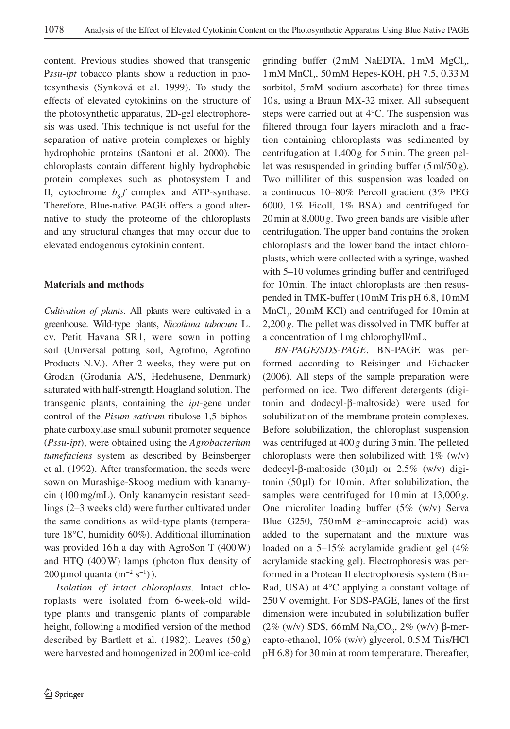content. Previous studies showed that transgenic P*ssu-ipt* tobacco plants show a reduction in photosynthesis (Synková et al. 1999). To study the effects of elevated cytokinins on the structure of the photosynthetic apparatus, 2D-gel electrophoresis was used. This technique is not useful for the separation of native protein complexes or highly hydrophobic proteins (Santoni et al. 2000). The chloroplasts contain different highly hydrophobic protein complexes such as photosystem I and II, cytochrome $b_6f$ complex and ATP-synthase. Therefore, Blue-native PAGE offers a good alternative to study the proteome of the chloroplasts and any structural changes that may occur due to elevated endogenous cytokinin content.

## Materials and methods

*Cultivation of plants.* All plants were cultivated in a greenhouse. Wild-type plants, *Nicotiana tabacum* L. cv. Petit Havana SR1, were sown in potting soil (Universal potting soil, Agrofino, Agrofino Products N.V.). After 2 weeks, they were put on Grodan (Grodania A/S, Hedehusene, Denmark) saturated with half-strength Hoagland solution. The transgenic plants, containing the *ipt*-gene under control of the *Pisum sativum* ribulose-1,5-biphosphate carboxylase small subunit promoter sequence (*Pssu-ipt*), were obtained using the *Agrobacterium tumefaciens* system as described by Beinsberger et al. (1992). After transformation, the seeds were sown on Murashige-Skoog medium with kanamycin (100 mg/mL). Only kanamycin resistant seedlings (2–3 weeks old) were further cultivated under the same conditions as wild-type plants (temperature 18°C, humidity 60%). Additional illumination was provided 16 h a day with AgroSon T (400 W) and HTQ (400 W) lamps (photon flux density of 200 µmol quanta ($m^{-2}$ $s^{-1}$)).

*Isolation of intact chloroplasts.* Intact chloroplasts were isolated from 6-week-old wild-type plants and transgenic plants of comparable height, following a modified version of the method described by Bartlett et al. (1982). Leaves (50 g) were harvested and homogenized in 200 ml ice-cold grinding buffer (2 mM NaEDTA, 1 mM $MgCl_2$, 1 mM $MnCl_2$, 50 mM Hepes-KOH, pH 7.5, 0.33 M sorbitol, 5 mM sodium ascorbate) for three times 10 s, using a Braun MX-32 mixer. All subsequent steps were carried out at 4°C. The suspension was filtered through four layers miracloth and a fraction containing chloroplasts was sedimented by centrifugation at 1,400 g for 5 min. The green pellet was resuspended in grinding buffer (5 ml/50 g). Two milliliter of this suspension was loaded on a continuous 10–80% Percoll gradient (3% PEG 6000, 1% Ficoll, 1% BSA) and centrifuged for 20 min at 8,000 *g*. Two green bands are visible after centrifugation. The upper band contains the broken chloroplasts and the lower band the intact chloroplasts, which were collected with a syringe, washed with 5–10 volumes grinding buffer and centrifuged for 10 min. The intact chloroplasts are then resuspended in TMK-buffer (10 mM Tris pH 6.8, 10 mM $MnCl_2$, 20 mM KCl) and centrifuged for 10 min at 2,200 *g*. The pellet was dissolved in TMK buffer at a concentration of 1 mg chlorophyll/mL.

*BN-PAGE/SDS-PAGE.* BN-PAGE was performed according to Reisinger and Eichacker (2006). All steps of the sample preparation were performed on ice. Two different detergents (digitonin and dodecyl-β-maltoside) were used for solubilization of the membrane protein complexes. Before solubilization, the chloroplast suspension was centrifuged at 400 *g* during 3 min. The pelleted chloroplasts were then solubilized with 1% (w/v) dodecyl-β-maltoside (30 µl) or 2.5% (w/v) digitonin (50 µl) for 10 min. After solubilization, the samples were centrifuged for 10 min at 13,000 *g*. One microliter loading buffer (5% (w/v) Serva Blue G250, 750 mM ε–aminocaproic acid) was added to the supernatant and the mixture was loaded on a 5–15% acrylamide gradient gel (4% acrylamide stacking gel). Electrophoresis was performed in a Protean II electrophoresis system (Bio-Rad, USA) at 4°C applying a constant voltage of 250 V overnight. For SDS-PAGE, lanes of the first dimension were incubated in solubilization buffer (2% (w/v) SDS, 66 mM $Na_2CO_3$, 2% (w/v) β-mercapto-ethanol, 10% (w/v) glycerol, 0.5 M Tris/HCl pH 6.8) for 30 min at room temperature. Thereafter,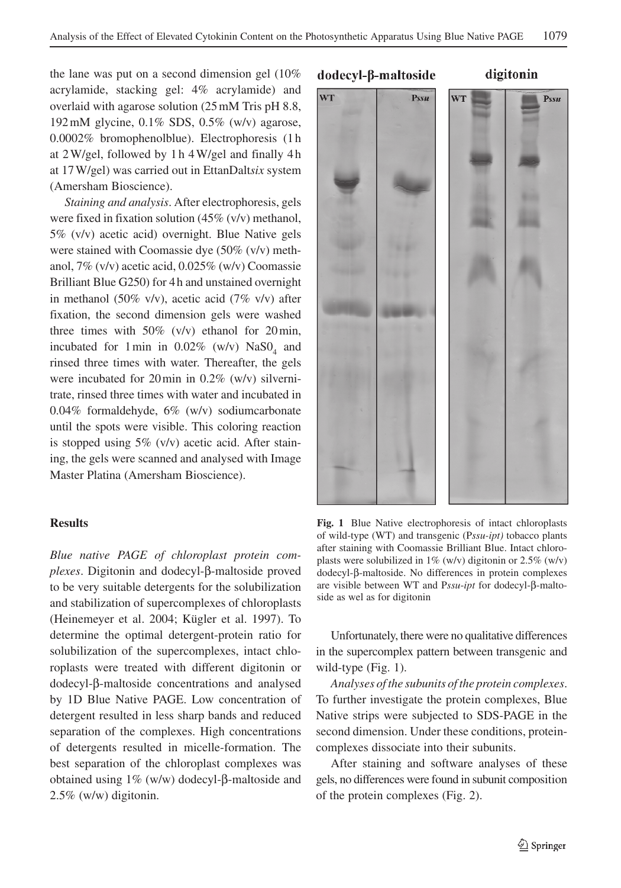the lane was put on a second dimension gel (10% acrylamide, stacking gel: 4% acrylamide) and overlaid with agarose solution (25 mM Tris pH 8.8, 192 mM glycine, 0.1% SDS, 0.5% (w/v) agarose, 0.0002% bromophenolblue). Electrophoresis (1 h at 2 W/gel, followed by 1 h 4 W/gel and finally 4 h at 17 W/gel) was carried out in EttanDalt*six* system (Amersham Bioscience).

*Staining and analysis*. After electrophoresis, gels were fixed in fixation solution (45% (v/v) methanol, 5% (v/v) acetic acid) overnight. Blue Native gels were stained with Coomassie dye (50% (v/v) methanol, 7% (v/v) acetic acid, 0.025% (w/v) Coomassie Brilliant Blue G250) for 4 h and unstained overnight in methanol (50% v/v), acetic acid (7% v/v) after fixation, the second dimension gels were washed three times with 50% (v/v) ethanol for 20 min, incubated for 1 min in 0.02% (w/v) $NaS0_4$ and rinsed three times with water. Thereafter, the gels were incubated for 20 min in 0.2% (w/v) silvernitrate, rinsed three times with water and incubated in 0.04% formaldehyde, 6% (w/v) sodiumcarbonate until the spots were visible. This coloring reaction is stopped using 5% (v/v) acetic acid. After staining, the gels were scanned and analysed with Image Master Platina (Amersham Bioscience).

## Results

*Blue native PAGE of chloroplast protein complexes*. Digitonin and dodecyl-β-maltoside proved to be very suitable detergents for the solubilization and stabilization of supercomplexes of chloroplasts (Heinemeyer et al. 2004; Kügler et al. 1997). To determine the optimal detergent-protein ratio for solubilization of the supercomplexes, intact chloroplasts were treated with different digitonin or dodecyl-β-maltoside concentrations and analysed by 1D Blue Native PAGE. Low concentration of detergent resulted in less sharp bands and reduced separation of the complexes. High concentrations of detergents resulted in micelle-formation. The best separation of the chloroplast complexes was obtained using 1% (w/w) dodecyl-β-maltoside and 2.5% (w/w) digitonin.

**Fig. 1** Blue Native electrophoresis of intact chloroplasts of wild-type (WT) and transgenic (P*ssu-ipt)* tobacco plants after staining with Coomassie Brilliant Blue. Intact chloroplasts were solubilized in 1% (w/v) digitonin or 2.5% (w/v) dodecyl-β-maltoside. No differences in protein complexes are visible between WT and P*ssu-ipt* for dodecyl-β-maltoside as wel as for digitonin

Unfortunately, there were no qualitative differences in the supercomplex pattern between transgenic and wild-type (Fig. 1).

*Analyses of the subunits of the protein complexes*. To further investigate the protein complexes, Blue Native strips were subjected to SDS-PAGE in the second dimension. Under these conditions, protein-complexes dissociate into their subunits.

After staining and software analyses of these gels, no differences were found in subunit composition of the protein complexes (Fig. 2).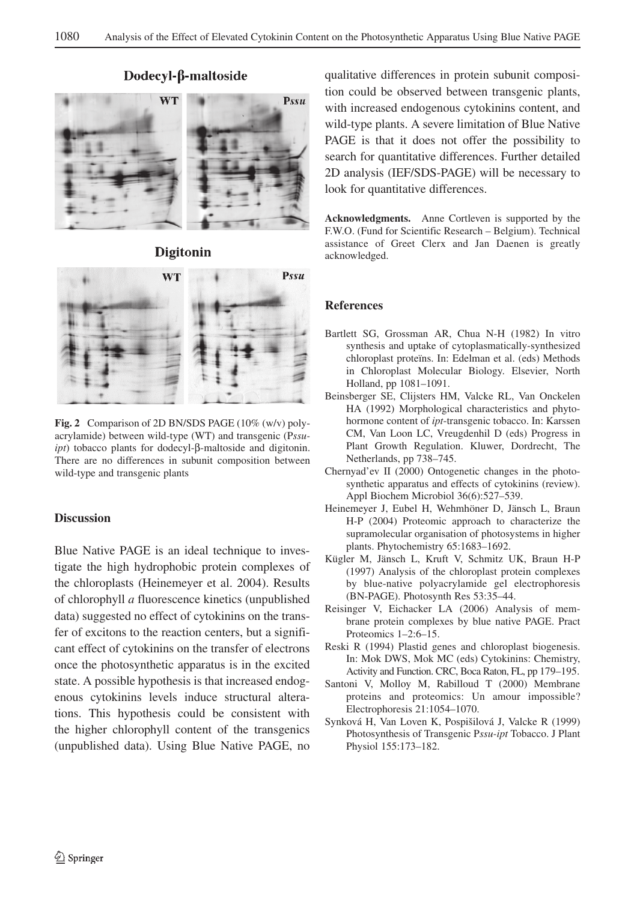Dodecyl-β-maltoside

WT

Pssu

Digitonin

WT

Pssu

**Fig. 2** Comparison of 2D BN/SDS PAGE (10% (w/v) polyacrylamide) between wild-type (WT) and transgenic (P*ssu*-*ipt*) tobacco plants for dodecyl-β-maltoside and digitonin. There are no differences in subunit composition between wild-type and transgenic plants

## Discussion

Blue Native PAGE is an ideal technique to investigate the high hydrophobic protein complexes of the chloroplasts (Heinemeyer et al. 2004). Results of chlorophyll *a* fluorescence kinetics (unpublished data) suggested no effect of cytokinins on the transfer of excitons to the reaction centers, but a significant effect of cytokinins on the transfer of electrons once the photosynthetic apparatus is in the excited state. A possible hypothesis is that increased endogenous cytokinins levels induce structural alterations. This hypothesis could be consistent with the higher chlorophyll content of the transgenics (unpublished data). Using Blue Native PAGE, no qualitative differences in protein subunit composition could be observed between transgenic plants, with increased endogenous cytokinins content, and wild-type plants. A severe limitation of Blue Native PAGE is that it does not offer the possibility to search for quantitative differences. Further detailed 2D analysis (IEF/SDS-PAGE) will be necessary to look for quantitative differences.

**Acknowledgments.** Anne Cortleven is supported by the F.W.O. (Fund for Scientific Research – Belgium). Technical assistance of Greet Clerx and Jan Daenen is greatly acknowledged.

## References

Bartlett SG, Grossman AR, Chua N-H (1982) In vitro synthesis and uptake of cytoplasmatically-synthesized chloroplast proteïns. In: Edelman et al. (eds) Methods in Chloroplast Molecular Biology. Elsevier, North Holland, pp 1081–1091.

Beinsberger SE, Clijsters HM, Valcke RL, Van Onckelen HA (1992) Morphological characteristics and phytohormone content of *ipt*-transgenic tobacco. In: Karssen CM, Van Loon LC, Vreugdenhil D (eds) Progress in Plant Growth Regulation. Kluwer, Dordrecht, The Netherlands, pp 738–745.

Chernyad'ev II (2000) Ontogenetic changes in the photosynthetic apparatus and effects of cytokinins (review). Appl Biochem Microbiol 36(6):527–539.

Heinemeyer J, Eubel H, Wehmhöner D, Jänsch L, Braun H-P (2004) Proteomic approach to characterize the supramolecular organisation of photosystems in higher plants. Phytochemistry 65:1683–1692.

Kügler M, Jänsch L, Kruft V, Schmitz UK, Braun H-P (1997) Analysis of the chloroplast protein complexes by blue-native polyacrylamide gel electrophoresis (BN-PAGE). Photosynth Res 53:35–44.

Reisinger V, Eichacker LA (2006) Analysis of membrane protein complexes by blue native PAGE. Pract Proteomics 1–2:6–15.

Reski R (1994) Plastid genes and chloroplast biogenesis. In: Mok DWS, Mok MC (eds) Cytokinins: Chemistry, Activity and Function. CRC, Boca Raton, FL, pp 179–195.

Santoni V, Molloy M, Rabilloud T (2000) Membrane proteins and proteomics: Un amour impossible? Electrophoresis 21:1054–1070.

Synková H, Van Loven K, Pospišilová J, Valcke R (1999) Photosynthesis of Transgenic P*ssu-ipt* Tobacco. J Plant Physiol 155:173–182.